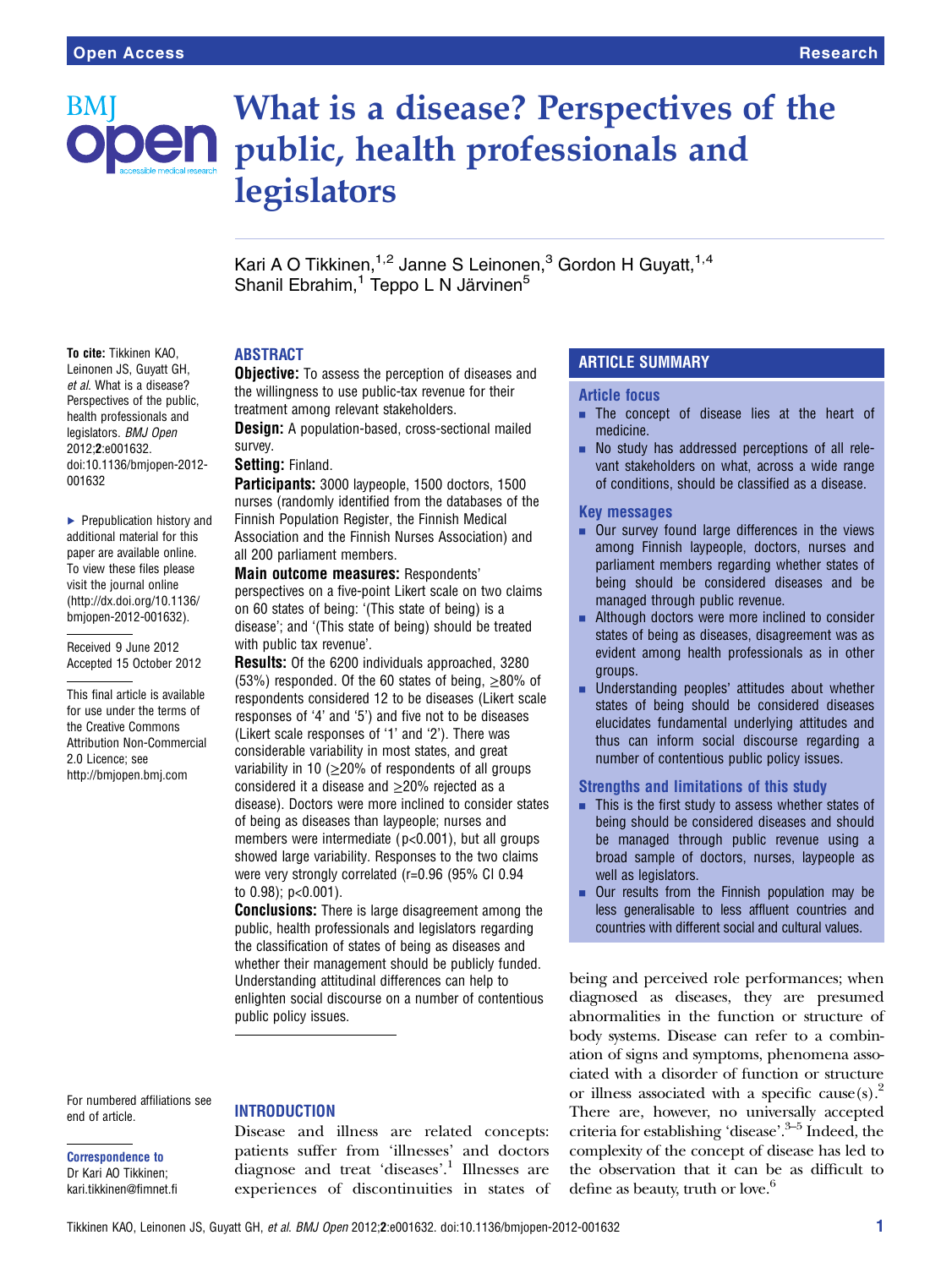# What is a disease? Perspectives of the public, health professionals and legislators

Kari A O Tikkinen,[1,2] Janne S Leinonen,[3] Gordon H Guyatt,[1,4] Shanil Ebrahim,[1] Teppo L N Järvinen[5]

**To cite:** Tikkinen KAO, Leinonen JS, Guyatt GH, *et al.* What is a disease? Perspectives of the public, health professionals and legislators. *BMJ Open* 2012;**2**:e001632. doi:10.1136/bmjopen-2012-001632

▸ Prepublication history and additional material for this paper are available online. To view these files please visit the journal online (http://dx.doi.org/10.1136/bmjopen-2012-001632).

Received 9 June 2012
Accepted 15 October 2012

This final article is available for use under the terms of the Creative Commons Attribution Non-Commercial 2.0 Licence; see http://bmjopen.bmj.com

## ABSTRACT

**Objective:** To assess the perception of diseases and the willingness to use public-tax revenue for their treatment among relevant stakeholders.

**Design:** A population-based, cross-sectional mailed survey.

**Setting:** Finland.

**Participants:** 3000 laypeople, 1500 doctors, 1500 nurses (randomly identified from the databases of the Finnish Population Register, the Finnish Medical Association and the Finnish Nurses Association) and all 200 parliament members.

**Main outcome measures:** Respondents' perspectives on a five-point Likert scale on two claims on 60 states of being: '(This state of being) is a disease'; and '(This state of being) should be treated with public tax revenue'.

**Results:** Of the 6200 individuals approached, 3280 (53%) responded. Of the 60 states of being, ≥80% of respondents considered 12 to be diseases (Likert scale responses of '4' and '5') and five not to be diseases (Likert scale responses of '1' and '2'). There was considerable variability in most states, and great variability in 10 (≥20% of respondents of all groups considered it a disease and ≥20% rejected as a disease). Doctors were more inclined to consider states of being as diseases than laypeople; nurses and members were intermediate (p<0.001), but all groups showed large variability. Responses to the two claims were very strongly correlated (r=0.96 (95% CI 0.94 to 0.98); p<0.001).

**Conclusions:** There is large disagreement among the public, health professionals and legislators regarding the classification of states of being as diseases and whether their management should be publicly funded. Understanding attitudinal differences can help to enlighten social discourse on a number of contentious public policy issues.

## ARTICLE SUMMARY

### Article focus

- The concept of disease lies at the heart of medicine.
- No study has addressed perceptions of all relevant stakeholders on what, across a wide range of conditions, should be classified as a disease.

### Key messages

- Our survey found large differences in the views among Finnish laypeople, doctors, nurses and parliament members regarding whether states of being should be considered diseases and be managed through public revenue.
- Although doctors were more inclined to consider states of being as diseases, disagreement was as evident among health professionals as in other groups.
- Understanding peoples' attitudes about whether states of being should be considered diseases elucidates fundamental underlying attitudes and thus can inform social discourse regarding a number of contentious public policy issues.

### Strengths and limitations of this study

- This is the first study to assess whether states of being should be considered diseases and should be managed through public revenue using a broad sample of doctors, nurses, laypeople as well as legislators.
- Our results from the Finnish population may be less generalisable to less affluent countries and countries with different social and cultural values.

For numbered affiliations see end of article.

**Correspondence to**
Dr Kari AO Tikkinen;
kari.tikkinen@fimnet.fi

## INTRODUCTION

Disease and illness are related concepts: patients suffer from 'illnesses' and doctors diagnose and treat 'diseases'.[1] Illnesses are experiences of discontinuities in states of being and perceived role performances; when diagnosed as diseases, they are presumed abnormalities in the function or structure of body systems. Disease can refer to a combination of signs and symptoms, phenomena associated with a disorder of function or structure or illness associated with a specific cause(s).[2] There are, however, no universally accepted criteria for establishing 'disease'.[3–5] Indeed, the complexity of the concept of disease has led to the observation that it can be as difficult to define as beauty, truth or love.[6]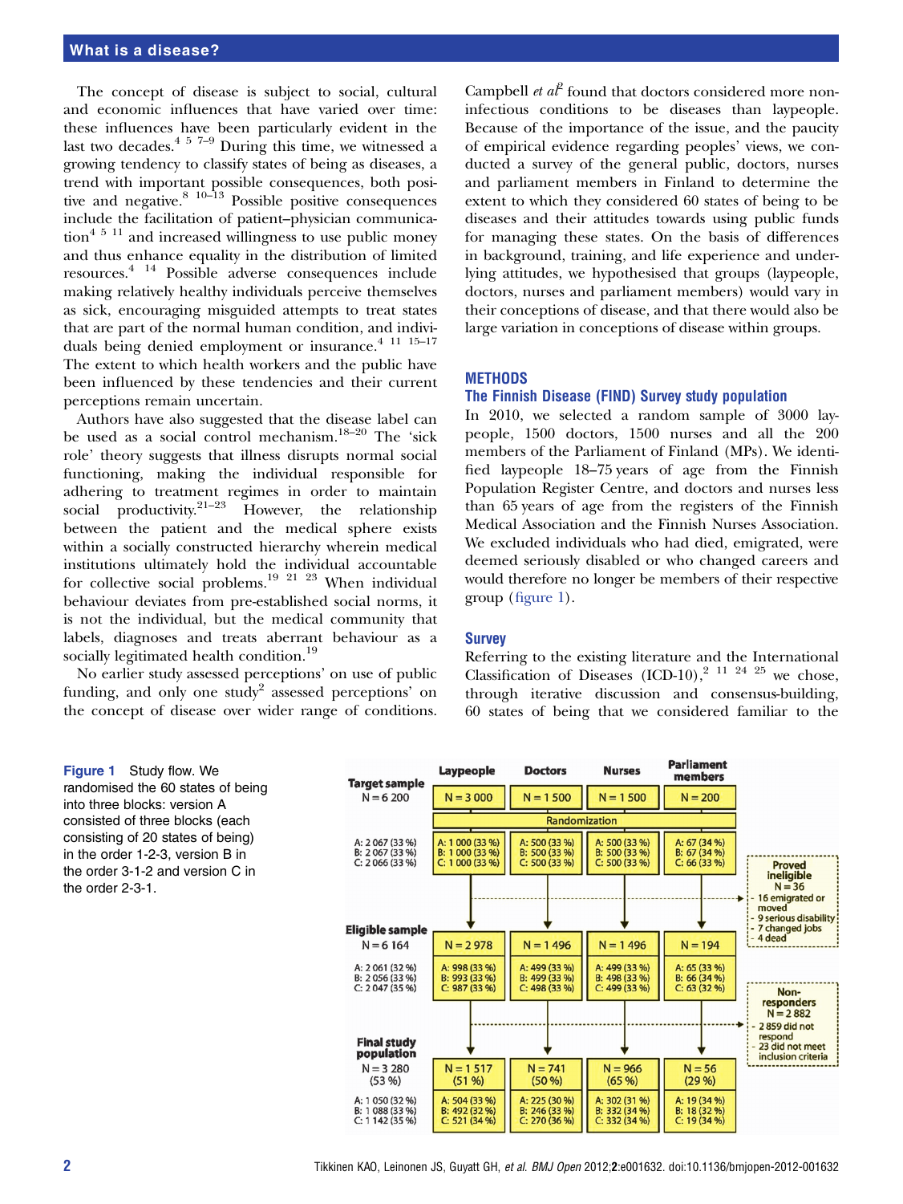The concept of disease is subject to social, cultural and economic influences that have varied over time: these influences have been particularly evident in the last two decades.[4 5 7–9] During this time, we witnessed a growing tendency to classify states of being as diseases, a trend with important possible consequences, both positive and negative.[8 10–13] Possible positive consequences include the facilitation of patient–physician communication[4 5 11] and increased willingness to use public money and thus enhance equality in the distribution of limited resources.[4 14] Possible adverse consequences include making relatively healthy individuals perceive themselves as sick, encouraging misguided attempts to treat states that are part of the normal human condition, and individuals being denied employment or insurance.[4 11 15–17] The extent to which health workers and the public have been influenced by these tendencies and their current perceptions remain uncertain.

Authors have also suggested that the disease label can be used as a social control mechanism.[18–20] The 'sick role' theory suggests that illness disrupts normal social functioning, making the individual responsible for adhering to treatment regimes in order to maintain social productivity.[21–23] However, the relationship between the patient and the medical sphere exists within a socially constructed hierarchy wherein medical institutions ultimately hold the individual accountable for collective social problems.[19 21 23] When individual behaviour deviates from pre-established social norms, it is not the individual, but the medical community that labels, diagnoses and treats aberrant behaviour as a socially legitimated health condition.[19]

No earlier study assessed perceptions' on use of public funding, and only one study[2] assessed perceptions' on the concept of disease over wider range of conditions. Campbell *et al*[2] found that doctors considered more non-infectious conditions to be diseases than laypeople. Because of the importance of the issue, and the paucity of empirical evidence regarding peoples' views, we conducted a survey of the general public, doctors, nurses and parliament members in Finland to determine the extent to which they considered 60 states of being to be diseases and their attitudes towards using public funds for managing these states. On the basis of differences in background, training, and life experience and underlying attitudes, we hypothesised that groups (laypeople, doctors, nurses and parliament members) would vary in their conceptions of disease, and that there would also be large variation in conceptions of disease within groups.

## METHODS

### The Finnish Disease (FIND) Survey study population

In 2010, we selected a random sample of 3000 laypeople, 1500 doctors, 1500 nurses and all the 200 members of the Parliament of Finland (MPs). We identified laypeople 18–75 years of age from the Finnish Population Register Centre, and doctors and nurses less than 65 years of age from the registers of the Finnish Medical Association and the Finnish Nurses Association. We excluded individuals who had died, emigrated, were deemed seriously disabled or who changed careers and would therefore no longer be members of their respective group (figure 1).

### Survey

Referring to the existing literature and the International Classification of Diseases (ICD-10),[2 11 24 25] we chose, through iterative discussion and consensus-building, 60 states of being that we considered familiar to the

| | Laypeople | Doctors | Nurses | Parliament members |
|---|---|---|---|---|
| **Target sample** N = 6 200 (A: 2 067 (33 %); B: 2 067 (33 %); C: 2 066 (33 %)) | N = 3 000 (A: 1 000 (33 %); B: 1 000 (33 %); C: 1 000 (33 %)) | N = 1 500 (A: 500 (33 %); B: 500 (33 %); C: 500 (33 %)) | N = 1 500 (A: 500 (33 %); B: 500 (33 %); C: 500 (33 %)) | N = 200 (A: 67 (34 %); B: 67 (34 %); C: 66 (33 %)) |
| **Eligible sample** N = 6 164 (A: 2 061 (32 %); B: 2 056 (33 %); C: 2 047 (35 %)) | N = 2 978 (A: 998 (33 %); B: 993 (33 %); C: 987 (33 %)) | N = 1 496 (A: 499 (33 %); B: 499 (33 %); C: 498 (33 %)) | N = 1 496 (A: 499 (33 %); B: 498 (33 %); C: 499 (33 %)) | N = 194 (A: 65 (33 %); B: 66 (34 %); C: 63 (32 %)) |
| **Final study population** N = 3 280 (53 %) (A: 1 050 (32 %); B: 1 088 (33 %); C: 1 142 (35 %)) | N = 1 517 (51 %) (A: 504 (33 %); B: 492 (32 %); C: 521 (34 %)) | N = 741 (50 %) (A: 225 (30 %); B: 246 (33 %); C: 270 (36 %)) | N = 966 (65 %) (A: 302 (31 %); B: 332 (34 %); C: 332 (34 %)) | N = 56 (29 %) (A: 19 (34 %); B: 18 (32 %); C: 19 (34 %)) |

Randomization (target sample → allocation to versions A, B, C)

Proved ineligible N = 36: 16 emigrated or moved; 9 serious disability; 7 changed jobs; 4 dead

Non-responders N = 2 882: 2 859 did not respond; 23 did not meet inclusion criteria

**Figure 1** Study flow. We randomised the 60 states of being into three blocks: version A consisted of three blocks (each consisting of 20 states of being) in the order 1-2-3, version B in the order 3-1-2 and version C in the order 2-3-1.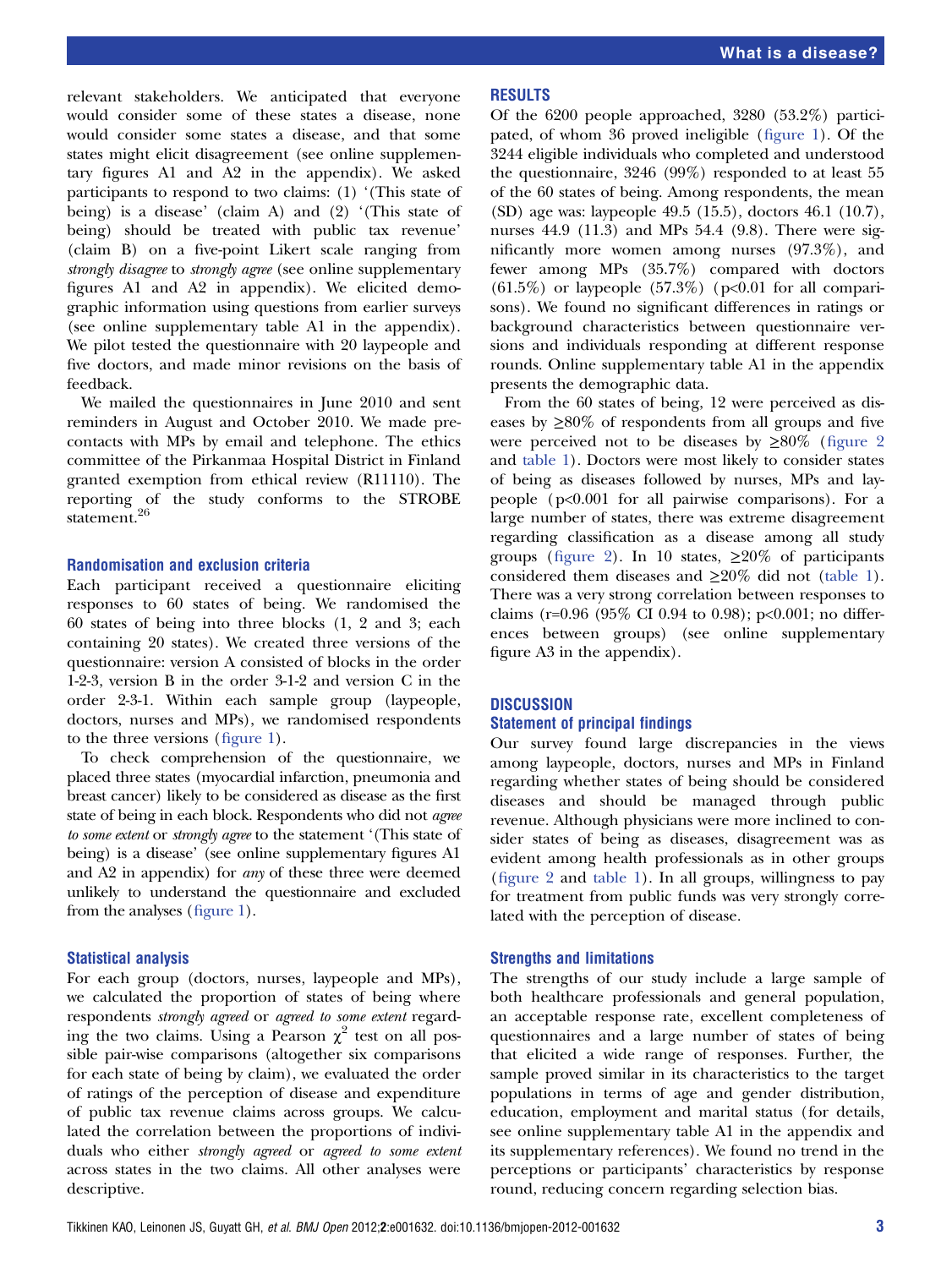relevant stakeholders. We anticipated that everyone would consider some of these states a disease, none would consider some states a disease, and that some states might elicit disagreement (see online supplementary figures A1 and A2 in the appendix). We asked participants to respond to two claims: (1) '(This state of being) is a disease' (claim A) and (2) '(This state of being) should be treated with public tax revenue' (claim B) on a five-point Likert scale ranging from *strongly disagree* to *strongly agree* (see online supplementary figures A1 and A2 in appendix). We elicited demographic information using questions from earlier surveys (see online supplementary table A1 in the appendix). We pilot tested the questionnaire with 20 laypeople and five doctors, and made minor revisions on the basis of feedback.

We mailed the questionnaires in June 2010 and sent reminders in August and October 2010. We made pre-contacts with MPs by email and telephone. The ethics committee of the Pirkanmaa Hospital District in Finland granted exemption from ethical review (R11110). The reporting of the study conforms to the STROBE statement.[26]

### Randomisation and exclusion criteria

Each participant received a questionnaire eliciting responses to 60 states of being. We randomised the 60 states of being into three blocks (1, 2 and 3; each containing 20 states). We created three versions of the questionnaire: version A consisted of blocks in the order 1-2-3, version B in the order 3-1-2 and version C in the order 2-3-1. Within each sample group (laypeople, doctors, nurses and MPs), we randomised respondents to the three versions (figure 1).

To check comprehension of the questionnaire, we placed three states (myocardial infarction, pneumonia and breast cancer) likely to be considered as disease as the first state of being in each block. Respondents who did not *agree to some extent* or *strongly agree* to the statement '(This state of being) is a disease' (see online supplementary figures A1 and A2 in appendix) for *any* of these three were deemed unlikely to understand the questionnaire and excluded from the analyses (figure 1).

### Statistical analysis

For each group (doctors, nurses, laypeople and MPs), we calculated the proportion of states of being where respondents *strongly agreed* or *agreed to some extent* regarding the two claims. Using a Pearson $\chi^2$ test on all possible pair-wise comparisons (altogether six comparisons for each state of being by claim), we evaluated the order of ratings of the perception of disease and expenditure of public tax revenue claims across groups. We calculated the correlation between the proportions of individuals who either *strongly agreed* or *agreed to some extent* across states in the two claims. All other analyses were descriptive.

## RESULTS

Of the 6200 people approached, 3280 (53.2%) participated, of whom 36 proved ineligible (figure 1). Of the 3244 eligible individuals who completed and understood the questionnaire, 3246 (99%) responded to at least 55 of the 60 states of being. Among respondents, the mean (SD) age was: laypeople 49.5 (15.5), doctors 46.1 (10.7), nurses 44.9 (11.3) and MPs 54.4 (9.8). There were significantly more women among nurses (97.3%), and fewer among MPs (35.7%) compared with doctors (61.5%) or laypeople (57.3%) ($p<0.01$ for all comparisons). We found no significant differences in ratings or background characteristics between questionnaire versions and individuals responding at different response rounds. Online supplementary table A1 in the appendix presents the demographic data.

From the 60 states of being, 12 were perceived as diseases by ≥80% of respondents from all groups and five were perceived not to be diseases by ≥80% (figure 2 and table 1). Doctors were most likely to consider states of being as diseases followed by nurses, MPs and laypeople ($p<0.001$ for all pairwise comparisons). For a large number of states, there was extreme disagreement regarding classification as a disease among all study groups (figure 2). In 10 states, ≥20% of participants considered them diseases and ≥20% did not (table 1). There was a very strong correlation between responses to claims ($r=0.96$ (95% CI 0.94 to 0.98); $p<0.001$; no differences between groups) (see online supplementary figure A3 in the appendix).

## DISCUSSION

### Statement of principal findings

Our survey found large discrepancies in the views among laypeople, doctors, nurses and MPs in Finland regarding whether states of being should be considered diseases and should be managed through public revenue. Although physicians were more inclined to consider states of being as diseases, disagreement was as evident among health professionals as in other groups (figure 2 and table 1). In all groups, willingness to pay for treatment from public funds was very strongly correlated with the perception of disease.

### Strengths and limitations

The strengths of our study include a large sample of both healthcare professionals and general population, an acceptable response rate, excellent completeness of questionnaires and a large number of states of being that elicited a wide range of responses. Further, the sample proved similar in its characteristics to the target populations in terms of age and gender distribution, education, employment and marital status (for details, see online supplementary table A1 in the appendix and its supplementary references). We found no trend in the perceptions or participants' characteristics by response round, reducing concern regarding selection bias.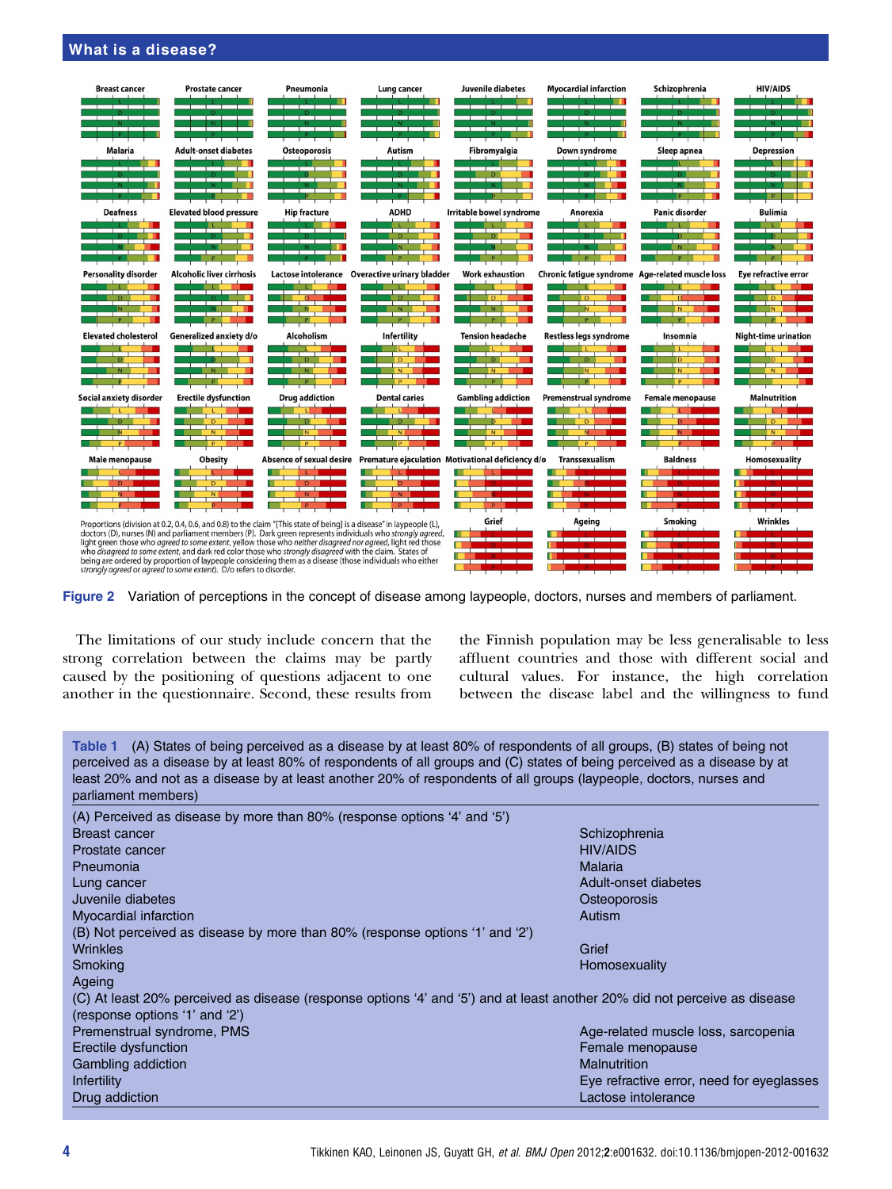Proportions (division at 0.2, 0.4, 0.6, and 0.8) to the claim "[This state of being] is a disease" in laypeople (L), doctors (D), nurses (N) and parliament members (P). Dark green represents individuals who *strongly agreed*, light green those who *agreed to some extent*, yellow those who *neither disagreed nor agreed*, light red those who *disagreed to some extent*, and dark red color those who *strongly disagreed* with the claim. States of being are ordered by proportion of laypeople considering them as a disease (those individuals who either *strongly agreed* or *agreed to some extent*). D/o refers to disorder.

**Figure 2** Variation of perceptions in the concept of disease among laypeople, doctors, nurses and members of parliament.

The limitations of our study include concern that the strong correlation between the claims may be partly caused by the positioning of questions adjacent to one another in the questionnaire. Second, these results from the Finnish population may be less generalisable to less affluent countries and those with different social and cultural values. For instance, the high correlation between the disease label and the willingness to fund

**Table 1** (A) States of being perceived as a disease by at least 80% of respondents of all groups, (B) states of being not perceived as a disease by at least 80% of respondents of all groups and (C) states of being perceived as a disease by at least 20% and not as a disease by at least another 20% of respondents of all groups (laypeople, doctors, nurses and parliament members)

| | |
|---|---|
| (A) Perceived as disease by more than 80% (response options '4' and '5') | |
| Breast cancer | Schizophrenia |
| Prostate cancer | HIV/AIDS |
| Pneumonia | Malaria |
| Lung cancer | Adult-onset diabetes |
| Juvenile diabetes | Osteoporosis |
| Myocardial infarction | Autism |
| (B) Not perceived as disease by more than 80% (response options '1' and '2') | |
| Wrinkles | Grief |
| Smoking | Homosexuality |
| Ageing | |
| (C) At least 20% perceived as disease (response options '4' and '5') and at least another 20% did not perceive as disease (response options '1' and '2') | |
| Premenstrual syndrome, PMS | Age-related muscle loss, sarcopenia |
| Erectile dysfunction | Female menopause |
| Gambling addiction | Malnutrition |
| Infertility | Eye refractive error, need for eyeglasses |
| Drug addiction | Lactose intolerance |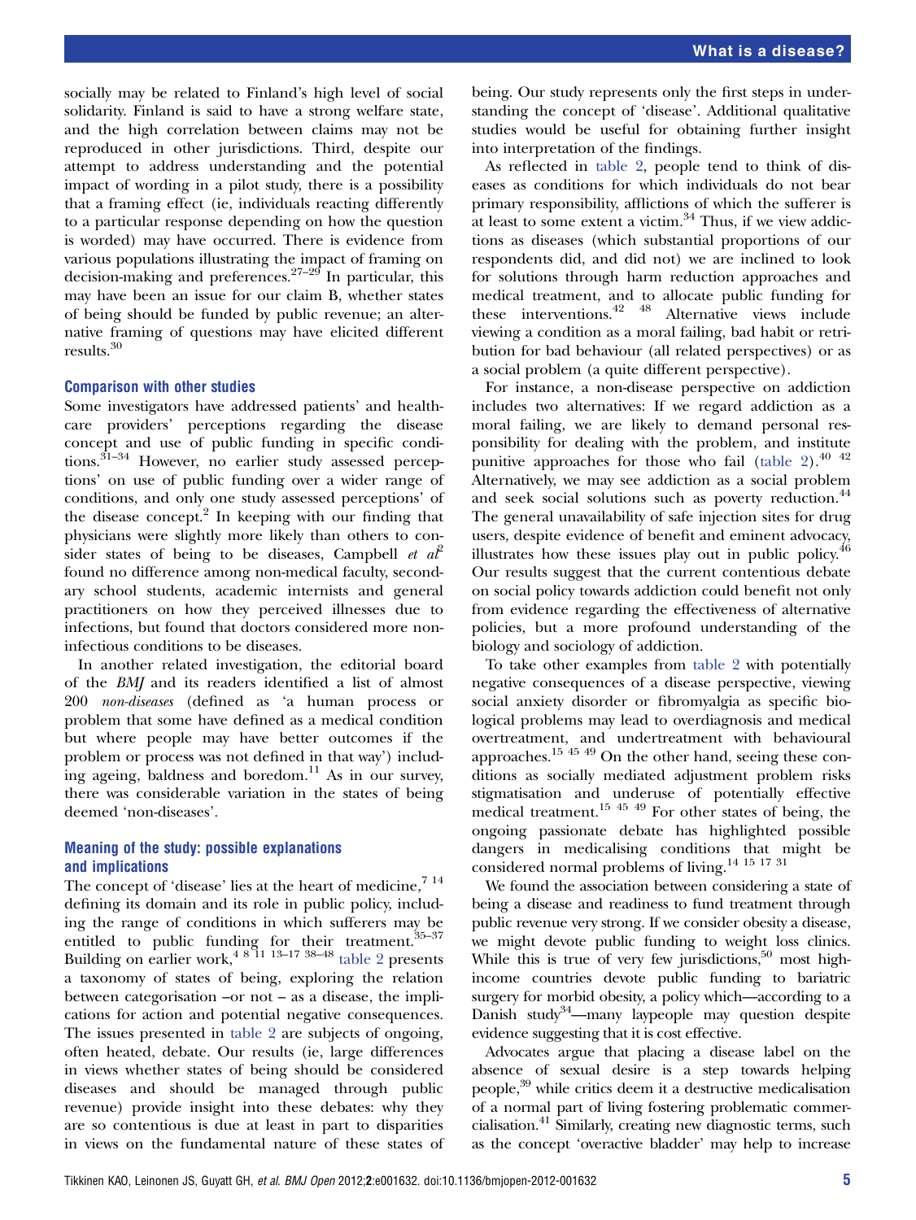socially may be related to Finland's high level of social solidarity. Finland is said to have a strong welfare state, and the high correlation between claims may not be reproduced in other jurisdictions. Third, despite our attempt to address understanding and the potential impact of wording in a pilot study, there is a possibility that a framing effect (ie, individuals reacting differently to a particular response depending on how the question is worded) may have occurred. There is evidence from various populations illustrating the impact of framing on decision-making and preferences.[27–29] In particular, this may have been an issue for our claim B, whether states of being should be funded by public revenue; an alternative framing of questions may have elicited different results.[30]

### Comparison with other studies

Some investigators have addressed patients' and health-care providers' perceptions regarding the disease concept and use of public funding in specific conditions.[31–34] However, no earlier study assessed perceptions' on use of public funding over a wider range of conditions, and only one study assessed perceptions' of the disease concept.[2] In keeping with our finding that physicians were slightly more likely than others to consider states of being to be diseases, Campbell *et al*[2] found no difference among non-medical faculty, secondary school students, academic internists and general practitioners on how they perceived illnesses due to infections, but found that doctors considered more non-infectious conditions to be diseases.

In another related investigation, the editorial board of the *BMJ* and its readers identified a list of almost 200 *non-diseases* (defined as 'a human process or problem that some have defined as a medical condition but where people may have better outcomes if the problem or process was not defined in that way') including ageing, baldness and boredom.[11] As in our survey, there was considerable variation in the states of being deemed 'non-diseases'.

### Meaning of the study: possible explanations and implications

The concept of 'disease' lies at the heart of medicine,[7 14] defining its domain and its role in public policy, including the range of conditions in which sufferers may be entitled to public funding for their treatment.[35–37] Building on earlier work,[4 8 11 13–17 38–48] table 2 presents a taxonomy of states of being, exploring the relation between categorisation –or not – as a disease, the implications for action and potential negative consequences. The issues presented in table 2 are subjects of ongoing, often heated, debate. Our results (ie, large differences in views whether states of being should be considered diseases and should be managed through public revenue) provide insight into these debates: why they are so contentious is due at least in part to disparities in views on the fundamental nature of these states of being. Our study represents only the first steps in understanding the concept of 'disease'. Additional qualitative studies would be useful for obtaining further insight into interpretation of the findings.

As reflected in table 2, people tend to think of diseases as conditions for which individuals do not bear primary responsibility, afflictions of which the sufferer is at least to some extent a victim.[34] Thus, if we view addictions as diseases (which substantial proportions of our respondents did, and did not) we are inclined to look for solutions through harm reduction approaches and medical treatment, and to allocate public funding for these interventions.[42 48] Alternative views include viewing a condition as a moral failing, bad habit or retribution for bad behaviour (all related perspectives) or as a social problem (a quite different perspective).

For instance, a non-disease perspective on addiction includes two alternatives: If we regard addiction as a moral failing, we are likely to demand personal responsibility for dealing with the problem, and institute punitive approaches for those who fail (table 2).[40 42] Alternatively, we may see addiction as a social problem and seek social solutions such as poverty reduction.[44] The general unavailability of safe injection sites for drug users, despite evidence of benefit and eminent advocacy, illustrates how these issues play out in public policy.[46] Our results suggest that the current contentious debate on social policy towards addiction could benefit not only from evidence regarding the effectiveness of alternative policies, but a more profound understanding of the biology and sociology of addiction.

To take other examples from table 2 with potentially negative consequences of a disease perspective, viewing social anxiety disorder or fibromyalgia as specific biological problems may lead to overdiagnosis and medical overtreatment, and undertreatment with behavioural approaches.[15 45 49] On the other hand, seeing these conditions as socially mediated adjustment problem risks stigmatisation and underuse of potentially effective medical treatment.[15 45 49] For other states of being, the ongoing passionate debate has highlighted possible dangers in medicalising conditions that might be considered normal problems of living.[14 15 17 31]

We found the association between considering a state of being a disease and readiness to fund treatment through public revenue very strong. If we consider obesity a disease, we might devote public funding to weight loss clinics. While this is true of very few jurisdictions,[50] most high-income countries devote public funding to bariatric surgery for morbid obesity, a policy which—according to a Danish study[34]—many laypeople may question despite evidence suggesting that it is cost effective.

Advocates argue that placing a disease label on the absence of sexual desire is a step towards helping people,[39] while critics deem it a destructive medicalisation of a normal part of living fostering problematic commercialisation.[41] Similarly, creating new diagnostic terms, such as the concept 'overactive bladder' may help to increase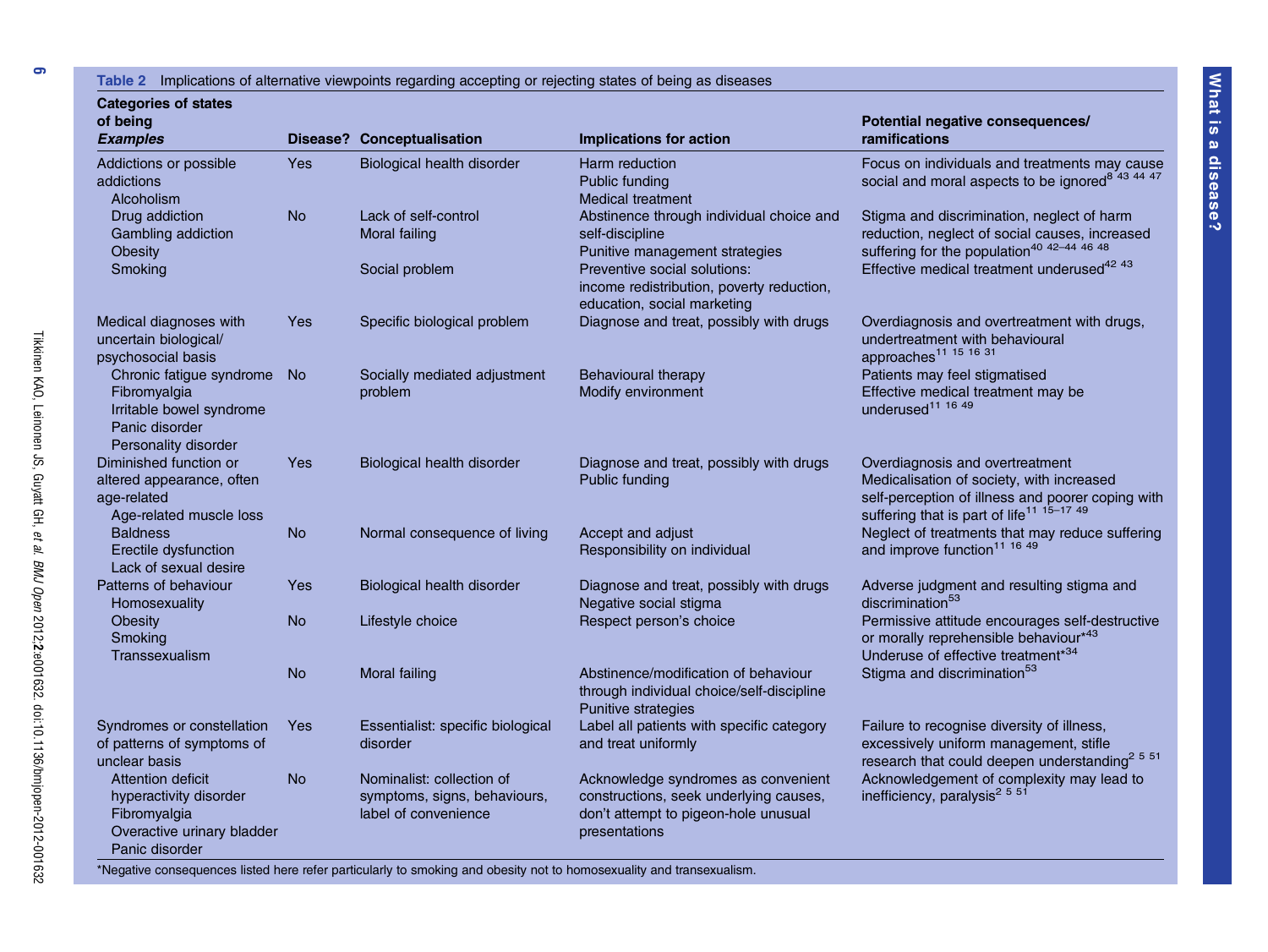**Table 2** Implications of alternative viewpoints regarding accepting or rejecting states of being as diseases

| Categories of states of being *Examples* | Disease? | Conceptualisation | Implications for action | Potential negative consequences/ ramifications |
|---|---|---|---|---|
| Addictions or possible addictions | Yes | Biological health disorder | Harm reduction<br>Public funding<br>Medical treatment | Focus on individuals and treatments may cause social and moral aspects to be ignored[8 43 44 47] |
| Alcoholism<br>Drug addiction<br>Gambling addiction<br>Obesity<br>Smoking | No | Lack of self-control<br>Moral failing | Abstinence through individual choice and self-discipline<br>Punitive management strategies | Stigma and discrimination, neglect of harm reduction, neglect of social causes, increased suffering for the population[40 42–44 46 48] |
| | | Social problem | Preventive social solutions: income redistribution, poverty reduction, education, social marketing | Effective medical treatment underused[42 43] |
| Medical diagnoses with uncertain biological/ psychosocial basis | Yes | Specific biological problem | Diagnose and treat, possibly with drugs | Overdiagnosis and overtreatment with drugs, undertreatment with behavioural approaches[11 15 16 31] |
| Chronic fatigue syndrome<br>Fibromyalgia<br>Irritable bowel syndrome<br>Panic disorder<br>Personality disorder | No | Socially mediated adjustment problem | Behavioural therapy<br>Modify environment | Patients may feel stigmatised<br>Effective medical treatment may be underused[11 16 49] |
| Diminished function or altered appearance, often age-related | Yes | Biological health disorder | Diagnose and treat, possibly with drugs<br>Public funding | Overdiagnosis and overtreatment<br>Medicalisation of society, with increased self-perception of illness and poorer coping with suffering that is part of life[11 15–17 49] |
| Age-related muscle loss<br>Baldness<br>Erectile dysfunction<br>Lack of sexual desire | No | Normal consequence of living | Accept and adjust<br>Responsibility on individual | Neglect of treatments that may reduce suffering and improve function[11 16 49] |
| Patterns of behaviour | Yes | Biological health disorder | Diagnose and treat, possibly with drugs<br>Negative social stigma | Adverse judgment and resulting stigma and discrimination[53] |
| Homosexuality<br>Obesity<br>Smoking<br>Transsexualism | No | Lifestyle choice | Respect person's choice | Permissive attitude encourages self-destructive or morally reprehensible behaviour*[43]<br>Underuse of effective treatment*[34] |
| | No | Moral failing | Abstinence/modification of behaviour through individual choice/self-discipline<br>Punitive strategies | Stigma and discrimination[53] |
| Syndromes or constellation of patterns of symptoms of unclear basis | Yes | Essentialist: specific biological disorder | Label all patients with specific category and treat uniformly | Failure to recognise diversity of illness, excessively uniform management, stifle research that could deepen understanding[2 5 51] |
| Attention deficit hyperactivity disorder<br>Fibromyalgia<br>Overactive urinary bladder<br>Panic disorder | No | Nominalist: collection of symptoms, signs, behaviours, label of convenience | Acknowledge syndromes as convenient constructions, seek underlying causes, don't attempt to pigeon-hole unusual presentations | Acknowledgement of complexity may lead to inefficiency, paralysis[2 5 51] |

*Negative consequences listed here refer particularly to smoking and obesity not to homosexuality and transexualism.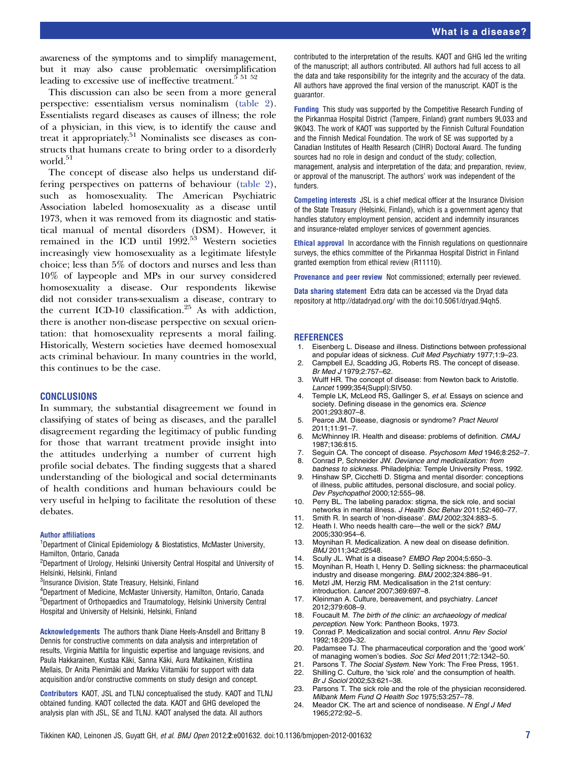awareness of the symptoms and to simplify management, but it may also cause problematic oversimplification leading to excessive use of ineffective treatment.[5 51 52]

This discussion can also be seen from a more general perspective: essentialism versus nominalism (table 2). Essentialists regard diseases as causes of illness; the role of a physician, in this view, is to identify the cause and treat it appropriately.[51] Nominalists see diseases as constructs that humans create to bring order to a disorderly world.[51]

The concept of disease also helps us understand differing perspectives on patterns of behaviour (table 2), such as homosexuality. The American Psychiatric Association labeled homosexuality as a disease until 1973, when it was removed from its diagnostic and statistical manual of mental disorders (DSM). However, it remained in the ICD until 1992.[53] Western societies increasingly view homosexuality as a legitimate lifestyle choice; less than 5% of doctors and nurses and less than 10% of laypeople and MPs in our survey considered homosexuality a disease. Our respondents likewise did not consider trans-sexualism a disease, contrary to the current ICD-10 classification.[25] As with addiction, there is another non-disease perspective on sexual orientation: that homosexuality represents a moral failing. Historically, Western societies have deemed homosexual acts criminal behaviour. In many countries in the world, this continues to be the case.

## CONCLUSIONS

In summary, the substantial disagreement we found in classifying of states of being as diseases, and the parallel disagreement regarding the legitimacy of public funding for those that warrant treatment provide insight into the attitudes underlying a number of current high profile social debates. The finding suggests that a shared understanding of the biological and social determinants of health conditions and human behaviours could be very useful in helping to facilitate the resolution of these debates.

**Author affiliations**
[1]Department of Clinical Epidemiology & Biostatistics, McMaster University, Hamilton, Ontario, Canada
[2]Department of Urology, Helsinki University Central Hospital and University of Helsinki, Helsinki, Finland
[3]Insurance Division, State Treasury, Helsinki, Finland
[4]Department of Medicine, McMaster University, Hamilton, Ontario, Canada
[5]Department of Orthopaedics and Traumatology, Helsinki University Central Hospital and University of Helsinki, Helsinki, Finland

**Acknowledgements** The authors thank Diane Heels-Ansdell and Brittany B Dennis for constructive comments on data analysis and interpretation of results, Virginia Mattila for linguistic expertise and language revisions, and Paula Hakkarainen, Kustaa Käki, Sanna Käki, Aura Matikainen, Kristiina Mellais, Dr Anita Pienimäki and Markku Viitamäki for support with data acquisition and/or constructive comments on study design and concept.

**Contributors** KAOT, JSL and TLNJ conceptualised the study. KAOT and TLNJ obtained funding. KAOT collected the data. KAOT and GHG developed the analysis plan with JSL, SE and TLNJ. KAOT analysed the data. All authors contributed to the interpretation of the results. KAOT and GHG led the writing of the manuscript; all authors contributed. All authors had full access to all the data and take responsibility for the integrity and the accuracy of the data. All authors have approved the final version of the manuscript. KAOT is the guarantor.

**Funding** This study was supported by the Competitive Research Funding of the Pirkanmaa Hospital District (Tampere, Finland) grant numbers 9L033 and 9K043. The work of KAOT was supported by the Finnish Cultural Foundation and the Finnish Medical Foundation. The work of SE was supported by a Canadian Institutes of Health Research (CIHR) Doctoral Award. The funding sources had no role in design and conduct of the study; collection, management, analysis and interpretation of the data; and preparation, review, or approval of the manuscript. The authors' work was independent of the funders.

**Competing interests** JSL is a chief medical officer at the Insurance Division of the State Treasury (Helsinki, Finland), which is a government agency that handles statutory employment pension, accident and indemnity insurances and insurance-related employer services of government agencies.

**Ethical approval** In accordance with the Finnish regulations on questionnaire surveys, the ethics committee of the Pirkanmaa Hospital District in Finland granted exemption from ethical review (R11110).

**Provenance and peer review** Not commissioned; externally peer reviewed.

**Data sharing statement** Extra data can be accessed via the Dryad data repository at http://datadryad.org/ with the doi:10.5061/dryad.94qh5.

## REFERENCES

1. Eisenberg L. Disease and illness. Distinctions between professional and popular ideas of sickness. *Cult Med Psychiatry* 1977;1:9–23.
2. Campbell EJ, Scadding JG, Roberts RS. The concept of disease. *Br Med J* 1979;2:757–62.
3. Wulff HR. The concept of disease: from Newton back to Aristotle. *Lancet* 1999;354(Suppl):SIV50.
4. Temple LK, McLeod RS, Gallinger S, *et al*. Essays on science and society. Defining disease in the genomics era. *Science* 2001;293:807–8.
5. Pearce JM. Disease, diagnosis or syndrome? *Pract Neurol* 2011;11:91–7.
6. McWhinney IR. Health and disease: problems of definition. *CMAJ* 1987;136:815.
7. Seguin CA. The concept of disease. *Psychosom Med* 1946;8:252–7.
8. Conrad P, Schneider JW. *Deviance and medicalization: from badness to sickness*. Philadelphia: Temple University Press, 1992.
9. Hinshaw SP, Cicchetti D. Stigma and mental disorder: conceptions of illness, public attitudes, personal disclosure, and social policy. *Dev Psychopathol* 2000;12:555–98.
10. Perry BL. The labeling paradox: stigma, the sick role, and social networks in mental illness. *J Health Soc Behav* 2011;52:460–77.
11. Smith R. In search of 'non-disease'. *BMJ* 2002;324:883–5.
12. Heath I. Who needs health care—the well or the sick? *BMJ* 2005;330:954–6.
13. Moynihan R. Medicalization. A new deal on disease definition. *BMJ* 2011;342:d2548.
14. Scully JL. What is a disease? *EMBO Rep* 2004;5:650–3.
15. Moynihan R, Heath I, Henry D. Selling sickness: the pharmaceutical industry and disease mongering. *BMJ* 2002;324:886–91.
16. Metzl JM, Herzig RM. Medicalisation in the 21st century: introduction. *Lancet* 2007;369:697–8.
17. Kleinman A. Culture, bereavement, and psychiatry. *Lancet* 2012;379:608–9.
18. Foucault M. *The birth of the clinic: an archaeology of medical perception*. New York: Pantheon Books, 1973.
19. Conrad P. Medicalization and social control. *Annu Rev Sociol* 1992;18:209–32.
20. Padamsee TJ. The pharmaceutical corporation and the 'good work' of managing women's bodies. *Soc Sci Med* 2011;72:1342–50.
21. Parsons T. *The Social System*. New York: The Free Press, 1951.
22. Shilling C. Culture, the 'sick role' and the consumption of health. *Br J Sociol* 2002;53:621–38.
23. Parsons T. The sick role and the role of the physician reconsidered. *Milbank Mem Fund Q Health Soc* 1975;53:257–78.
24. Meador CK. The art and science of nondisease. *N Engl J Med* 1965;272:92–5.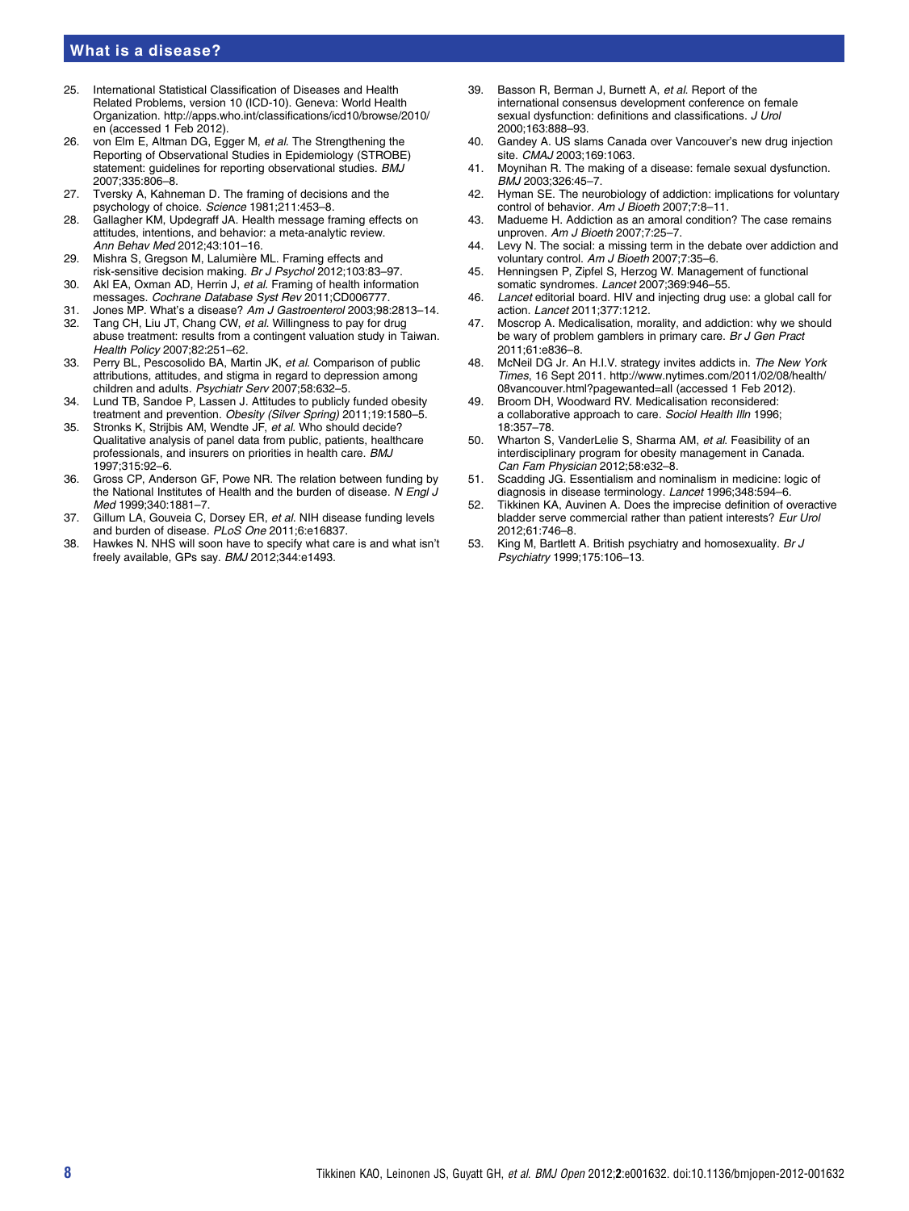25. International Statistical Classification of Diseases and Health Related Problems, version 10 (ICD-10). Geneva: World Health Organization. http://apps.who.int/classifications/icd10/browse/2010/en (accessed 1 Feb 2012).
26. von Elm E, Altman DG, Egger M, *et al*. The Strengthening the Reporting of Observational Studies in Epidemiology (STROBE) statement: guidelines for reporting observational studies. *BMJ* 2007;335:806–8.
27. Tversky A, Kahneman D. The framing of decisions and the psychology of choice. *Science* 1981;211:453–8.
28. Gallagher KM, Updegraff JA. Health message framing effects on attitudes, intentions, and behavior: a meta-analytic review. *Ann Behav Med* 2012;43:101–16.
29. Mishra S, Gregson M, Lalumière ML. Framing effects and risk-sensitive decision making. *Br J Psychol* 2012;103:83–97.
30. Akl EA, Oxman AD, Herrin J, *et al*. Framing of health information messages. *Cochrane Database Syst Rev* 2011;CD006777.
31. Jones MP. What's a disease? *Am J Gastroenterol* 2003;98:2813–14.
32. Tang CH, Liu JT, Chang CW, *et al*. Willingness to pay for drug abuse treatment: results from a contingent valuation study in Taiwan. *Health Policy* 2007;82:251–62.
33. Perry BL, Pescosolido BA, Martin JK, *et al*. Comparison of public attributions, attitudes, and stigma in regard to depression among children and adults. *Psychiatr Serv* 2007;58:632–5.
34. Lund TB, Sandoe P, Lassen J. Attitudes to publicly funded obesity treatment and prevention. *Obesity (Silver Spring)* 2011;19:1580–5.
35. Stronks K, Strijbis AM, Wendte JF, *et al*. Who should decide? Qualitative analysis of panel data from public, patients, healthcare professionals, and insurers on priorities in health care. *BMJ* 1997;315:92–6.
36. Gross CP, Anderson GF, Powe NR. The relation between funding by the National Institutes of Health and the burden of disease. *N Engl J Med* 1999;340:1881–7.
37. Gillum LA, Gouveia C, Dorsey ER, *et al*. NIH disease funding levels and burden of disease. *PLoS One* 2011;6:e16837.
38. Hawkes N. NHS will soon have to specify what care is and what isn't freely available, GPs say. *BMJ* 2012;344:e1493.
39. Basson R, Berman J, Burnett A, *et al*. Report of the international consensus development conference on female sexual dysfunction: definitions and classifications. *J Urol* 2000;163:888–93.
40. Gandey A. US slams Canada over Vancouver's new drug injection site. *CMAJ* 2003;169:1063.
41. Moynihan R. The making of a disease: female sexual dysfunction. *BMJ* 2003;326:45–7.
42. Hyman SE. The neurobiology of addiction: implications for voluntary control of behavior. *Am J Bioeth* 2007;7:8–11.
43. Madueme H. Addiction as an amoral condition? The case remains unproven. *Am J Bioeth* 2007;7:25–7.
44. Levy N. The social: a missing term in the debate over addiction and voluntary control. *Am J Bioeth* 2007;7:35–6.
45. Henningsen P, Zipfel S, Herzog W. Management of functional somatic syndromes. *Lancet* 2007;369:946–55.
46. *Lancet* editorial board. HIV and injecting drug use: a global call for action. *Lancet* 2011;377:1212.
47. Moscrop A. Medicalisation, morality, and addiction: why we should be wary of problem gamblers in primary care. *Br J Gen Pract* 2011;61:e836–8.
48. McNeil DG Jr. An H.I.V. strategy invites addicts in. *The New York Times*, 16 Sept 2011. http://www.nytimes.com/2011/02/08/health/08vancouver.html?pagewanted=all (accessed 1 Feb 2012).
49. Broom DH, Woodward RV. Medicalisation reconsidered: a collaborative approach to care. *Sociol Health Illn* 1996;18:357–78.
50. Wharton S, VanderLelie S, Sharma AM, *et al*. Feasibility of an interdisciplinary program for obesity management in Canada. *Can Fam Physician* 2012;58:e32–8.
51. Scadding JG. Essentialism and nominalism in medicine: logic of diagnosis in disease terminology. *Lancet* 1996;348:594–6.
52. Tikkinen KA, Auvinen A. Does the imprecise definition of overactive bladder serve commercial rather than patient interests? *Eur Urol* 2012;61:746–8.
53. King M, Bartlett A. British psychiatry and homosexuality. *Br J Psychiatry* 1999;175:106–13.